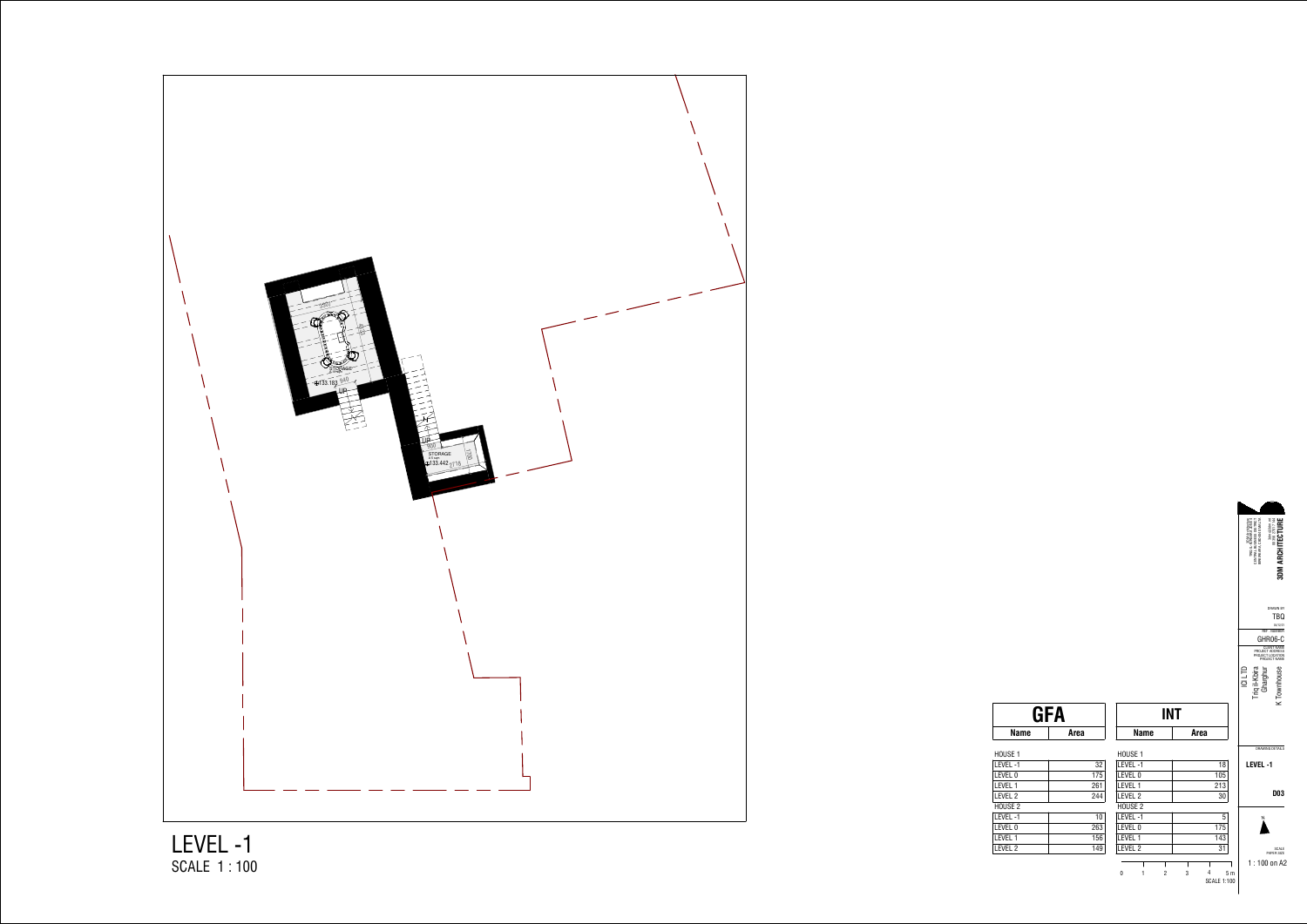STORAGE

+133.183

UP

UP

900

STORAGE

+133.442

LEVEL -1
SCALE 1 : 100

| GFA | |
|---|---|
| Name | Area |
| HOUSE 1 | |
| LEVEL -1 | 32 |
| LEVEL 0 | 175 |
| LEVEL 1 | 261 |
| LEVEL 2 | 244 |
| HOUSE 2 | |
| LEVEL -1 | 10 |
| LEVEL 0 | 263 |
| LEVEL 1 | 156 |
| LEVEL 2 | 149 |

| INT | |
|---|---|
| Name | Area |
| HOUSE 1 | |
| LEVEL -1 | 18 |
| LEVEL 0 | 105 |
| LEVEL 1 | 213 |
| LEVEL 2 | 30 |
| HOUSE 2 | |
| LEVEL -1 | 5 |
| LEVEL 0 | 175 |
| LEVEL 1 | 143 |
| LEVEL 2 | 31 |

0 1 2 3 4 5 m
SCALE 1:100

3DM ARCHITECTURE

DRAWN BY
TBQ

REF. NUMBER
GHR06-C

CLIENT NAME
PROJECT ADDRESS
PROJECT LOCATION
PROJECT NAME

ICI LTD
Triq il-Kbira
Gharghur
K Townhouse

DRAWING DETAILS
LEVEL -1

D03

N

SCALE
PAPER SIZE
1 : 100 on A2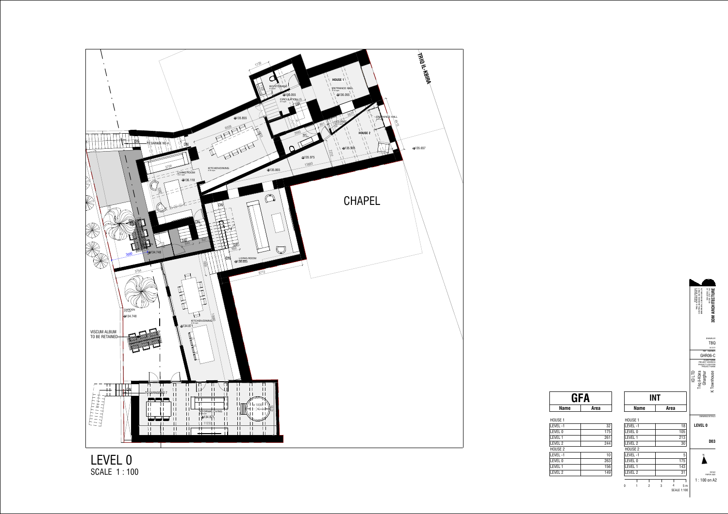TRIQ IL-KBIRA

HOUSE 1

WC/STORAGE

CIRCULATION

ENTRANCE HALL

UP

CLOSET

HOUSE 2

ENTRANCE HALL

WC

TO GARAGE NO 4

DN

LIVING ROOM

KITCHEN/DINING

CHAPEL

DN

UP

LIVING ROOM

GARDEN

VISCUM ALBUM TO BE RETAINED

KITCHEN/DINING

TO GARAGE NO 7

INFORMAL LIVING

# LEVEL 0

SCALE 1 : 100

| GFA | |
|---|---|
| **Name** | **Area** |
| HOUSE 1 | |
| LEVEL -1 | 32 |
| LEVEL 0 | 175 |
| LEVEL 1 | 261 |
| LEVEL 2 | 244 |
| HOUSE 2 | |
| LEVEL -1 | 10 |
| LEVEL 0 | 263 |
| LEVEL 1 | 156 |
| LEVEL 2 | 149 |

| INT | |
|---|---|
| **Name** | **Area** |
| HOUSE 1 | |
| LEVEL -1 | 18 |
| LEVEL 0 | 105 |
| LEVEL 1 | 213 |
| LEVEL 2 | 30 |
| HOUSE 2 | |
| LEVEL -1 | 5 |
| LEVEL 0 | 175 |
| LEVEL 1 | 143 |
| LEVEL 2 | 31 |

SCALE 1:100

3DM ARCHITECTURE

DRAWN BY: TBQ

REF NUMBER: GHR06-C

ICJ LTD
Triq il-Kbira
Gharghur
K Townhouse

DRAWING DETAILS: LEVEL 0

D03

SCALE / PAPER SIZE: 1 : 100 on A2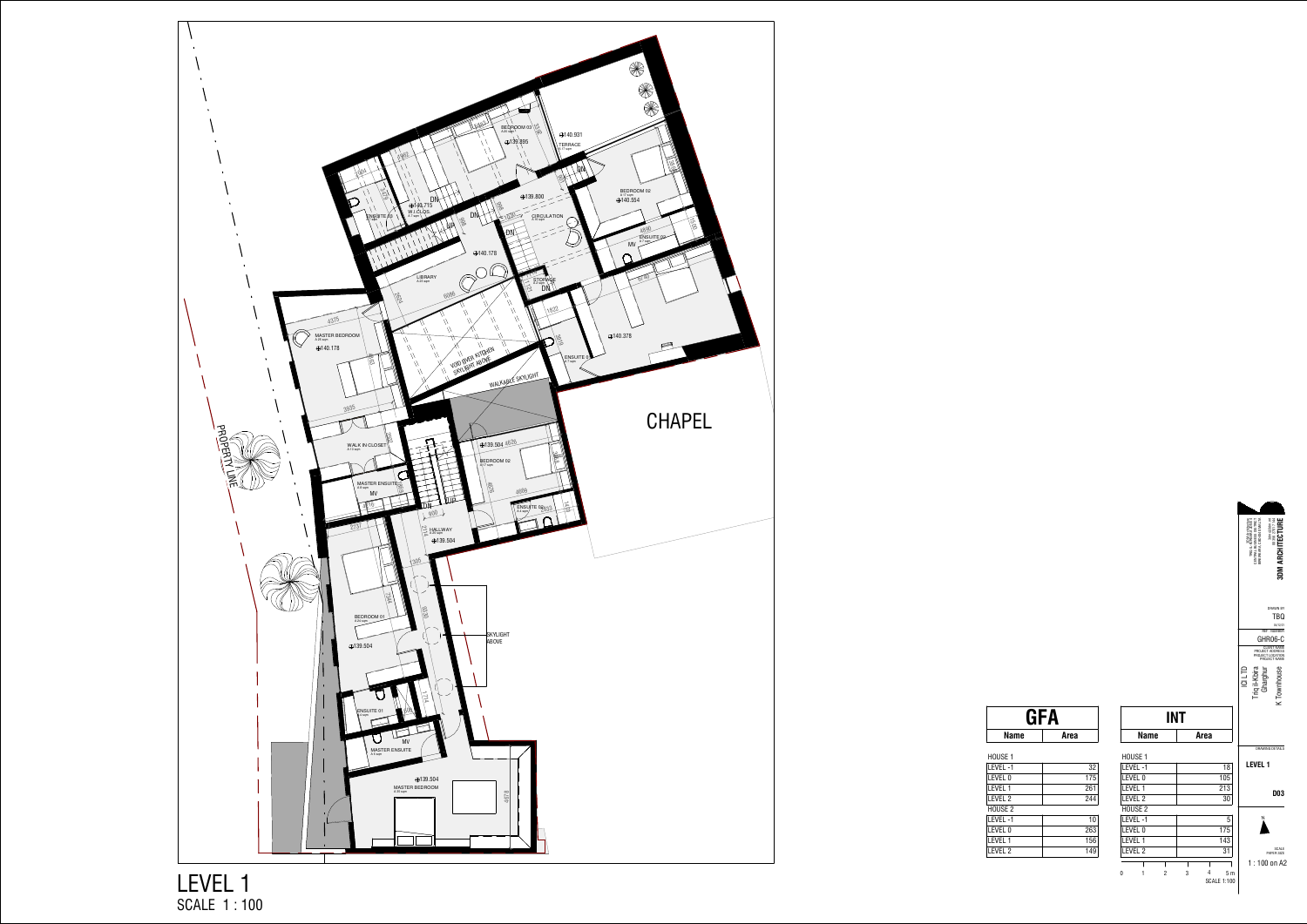CHAPEL

PROPERTY LINE

MASTER BEDROOM

WALK IN CLOSET

MASTER ENSUITE

BEDROOM 01

ENSUITE 01

MASTER ENSUITE

MASTER BEDROOM

LIBRARY

VOID OVER KITCHEN SKYLIGHT ABOVE

WALKABLE SKYLIGHT

BEDROOM 02

ENSUITE 02

HALLWAY

SKYLIGHT ABOVE

ENSUITE 03

W.I.CLOS.

BEDROOM 03

TERRACE

CIRCULATION

STORAGE

BEDROOM 02

ENSUITE 02

ENSUITE 0

# LEVEL 1

SCALE 1 : 100

| GFA | |
|---|---|
| **Name** | **Area** |
| HOUSE 1 | |
| LEVEL -1 | 32 |
| LEVEL 0 | 175 |
| LEVEL 1 | 261 |
| LEVEL 2 | 244 |
| HOUSE 2 | |
| LEVEL -1 | 10 |
| LEVEL 0 | 263 |
| LEVEL 1 | 156 |
| LEVEL 2 | 149 |

| INT | |
|---|---|
| **Name** | **Area** |
| HOUSE 1 | |
| LEVEL -1 | 18 |
| LEVEL 0 | 105 |
| LEVEL 1 | 213 |
| LEVEL 2 | 30 |
| HOUSE 2 | |
| LEVEL -1 | 5 |
| LEVEL 0 | 175 |
| LEVEL 1 | 143 |
| LEVEL 2 | 31 |

SCALE 1:100

3DM ARCHITECTURE

DRAWN BY: TBQ

REF. NUMBER: GHR06-C

ICI LTD

Triq il-Kbira

Ghargħur

K Townhouse

DRAWING DETAILS: LEVEL 1

D03

SCALE / PAPER SIZE: 1 : 100 on A2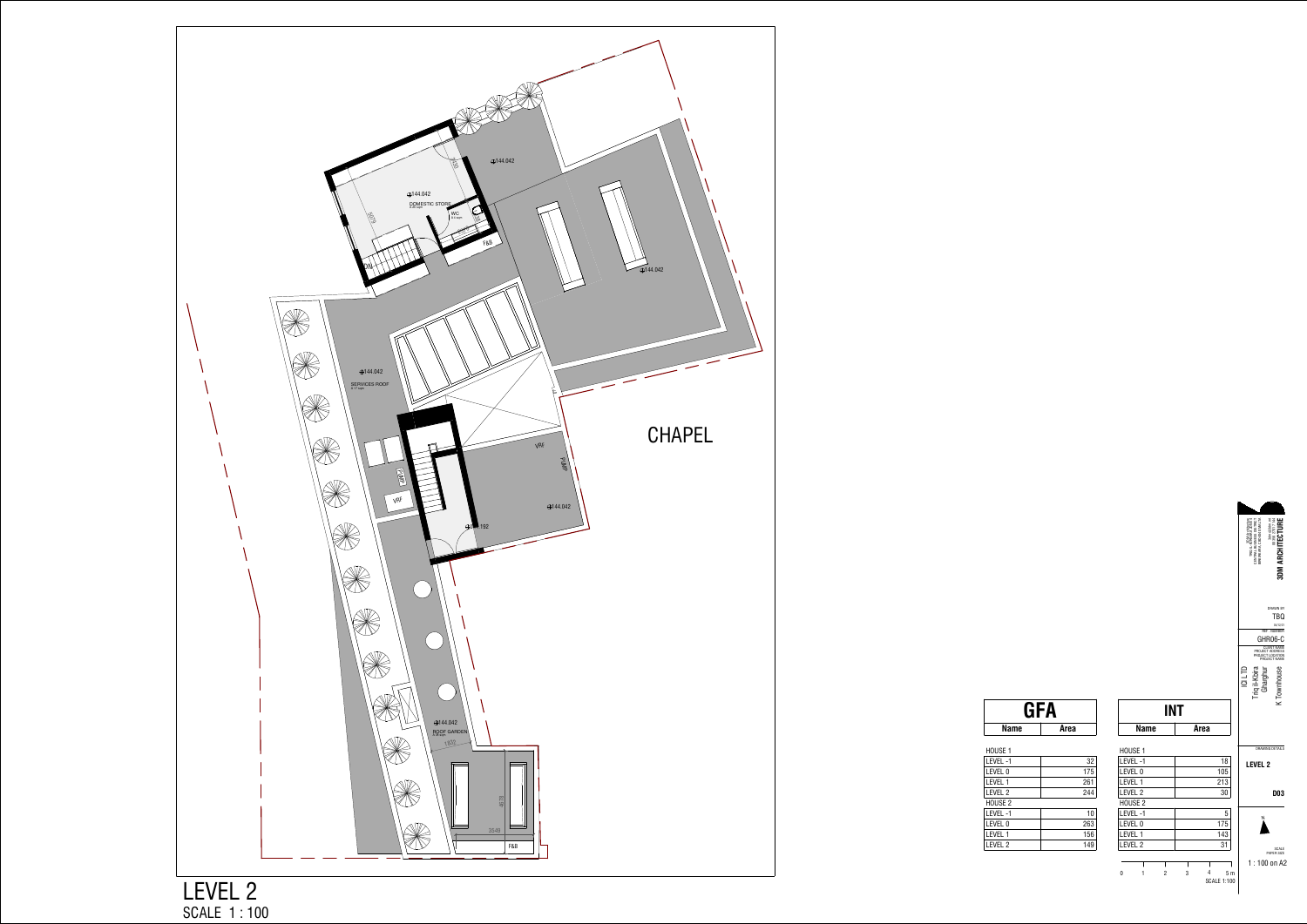CHAPEL

DOMESTIC STORE

WC

F&B

SERVICES ROOF

ROOF GARDEN

F&B

VRF

PUMP

DN

144.042

LEVEL 2
SCALE 1 : 100

## GFA

| Name | Area |
|---|---|
| HOUSE 1 | |
| LEVEL -1 | 32 |
| LEVEL 0 | 175 |
| LEVEL 1 | 261 |
| LEVEL 2 | 244 |
| HOUSE 2 | |
| LEVEL -1 | 10 |
| LEVEL 0 | 263 |
| LEVEL 1 | 156 |
| LEVEL 2 | 149 |

## INT

| Name | Area |
|---|---|
| HOUSE 1 | |
| LEVEL -1 | 18 |
| LEVEL 0 | 105 |
| LEVEL 1 | 213 |
| LEVEL 2 | 30 |
| HOUSE 2 | |
| LEVEL -1 | 5 |
| LEVEL 0 | 175 |
| LEVEL 1 | 143 |
| LEVEL 2 | 31 |

0 1 2 3 4 5 m
SCALE 1:100

3DM ARCHITECTURE

DRAWN BY
TBQ

GHR06-C

ICI LTD
Triq il-Kbira
Ghargħur
K Townhouse

DRAWING DETAILS
LEVEL 2

D03

N

SCALE
PAPER SIZE
1 : 100 on A2